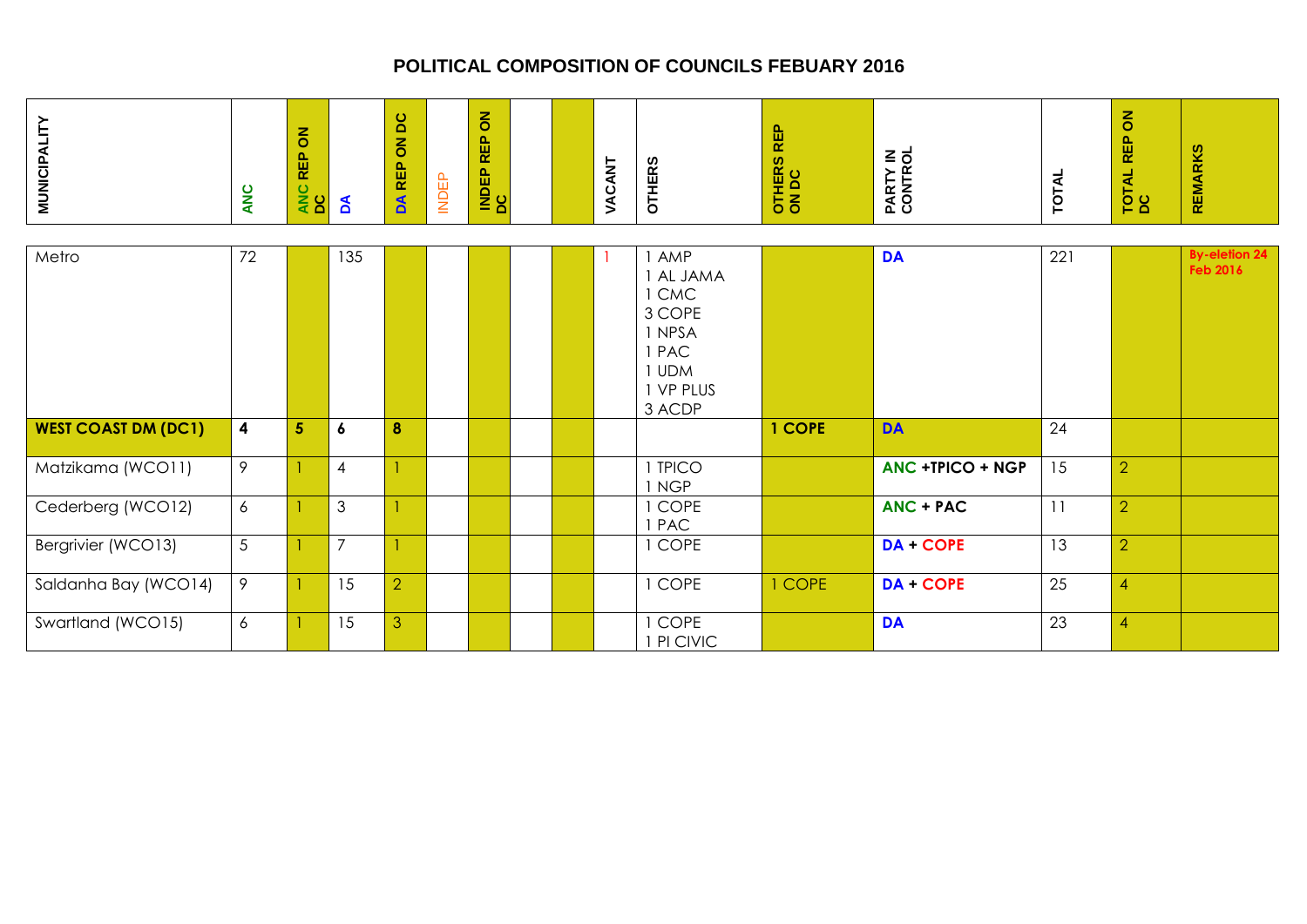# POLITICAL COMPOSITION OF COUNCILS FEBUARY 2016

| MUNICIPALITY | ANC | ANC REP ON DC | DA | DA REP ON DC | INDEP | INDEP REP ON DC | | | VACANT | OTHERS | OTHERS REP ON DC | PARTY IN CONTROL | TOTAL | TOTAL REP ON DC | REMARKS |
|---|---|---|---|---|---|---|---|---|---|---|---|---|---|---|---|
| Metro | 72 | | 135 | | | | | | 1 | 1 AMP<br>1 AL JAMA<br>1 CMC<br>3 COPE<br>1 NPSA<br>1 PAC<br>1 UDM<br>1 VP PLUS<br>3 ACDP | | DA | 221 | | By-eletion 24 Feb 2016 |
| **WEST COAST DM (DC1)** | **4** | **5** | **6** | **8** | | | | | | | **1 COPE** | **DA** | 24 | | |
| Matzikama (WCO11) | 9 | 1 | 4 | 1 | | | | | | 1 TPICO<br>1 NGP | | **ANC +TPICO + NGP** | 15 | 2 | |
| Cederberg (WCO12) | 6 | 1 | 3 | 1 | | | | | | 1 COPE<br>1 PAC | | **ANC + PAC** | 11 | 2 | |
| Bergrivier (WCO13) | 5 | 1 | 7 | 1 | | | | | | 1 COPE | | **DA + COPE** | 13 | 2 | |
| Saldanha Bay (WCO14) | 9 | 1 | 15 | 2 | | | | | | 1 COPE | 1 COPE | **DA + COPE** | 25 | 4 | |
| Swartland (WCO15) | 6 | 1 | 15 | 3 | | | | | | 1 COPE<br>1 PI CIVIC | | **DA** | 23 | 4 | |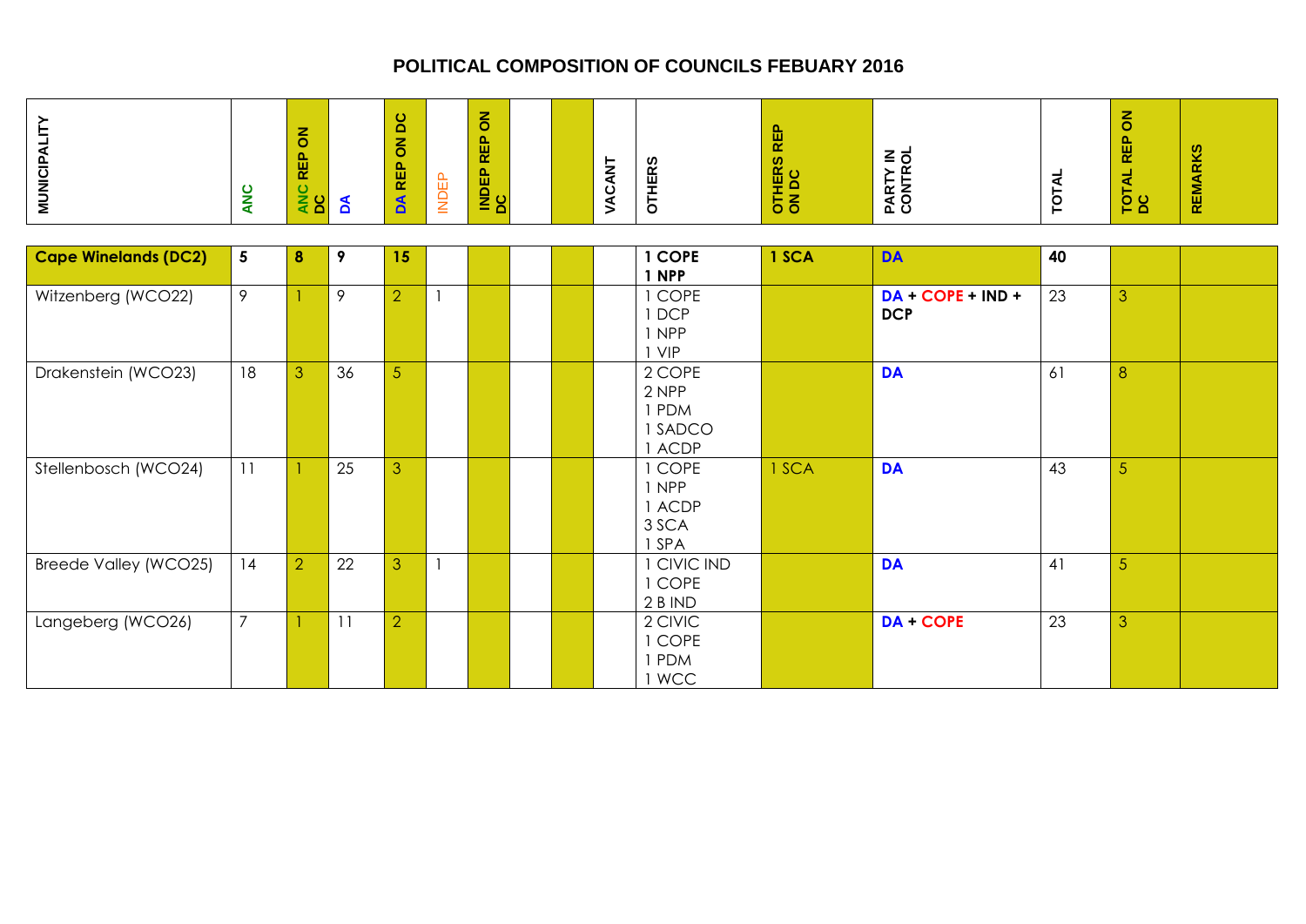# POLITICAL COMPOSITION OF COUNCILS FEBUARY 2016

| MUNICIPALITY | ANC | ANC REP ON DC | DA | DA REP ON DC | INDEP | INDEP REP ON DC | | | VACANT | OTHERS | OTHERS REP ON DC | PARTY IN CONTROL | TOTAL | TOTAL REP ON DC | REMARKS |
|---|---|---|---|---|---|---|---|---|---|---|---|---|---|---|---|
| **Cape Winelands (DC2)** | **5** | **8** | **9** | **15** | | | | | | **1 COPE**<br>**1 NPP** | **1 SCA** | **DA** | **40** | | |
| Witzenberg (WCO22) | 9 | 1 | 9 | 2 | 1 | | | | | 1 COPE<br>1 DCP<br>1 NPP<br>1 VIP | | **DA + COPE + IND + DCP** | 23 | 3 | |
| Drakenstein (WCO23) | 18 | 3 | 36 | 5 | | | | | | 2 COPE<br>2 NPP<br>1 PDM<br>1 SADCO<br>1 ACDP | | **DA** | 61 | 8 | |
| Stellenbosch (WCO24) | 11 | 1 | 25 | 3 | | | | | | 1 COPE<br>1 NPP<br>1 ACDP<br>3 SCA<br>1 SPA | 1 SCA | **DA** | 43 | 5 | |
| Breede Valley (WCO25) | 14 | 2 | 22 | 3 | 1 | | | | | 1 CIVIC IND<br>1 COPE<br>2 B IND | | **DA** | 41 | 5 | |
| Langeberg (WCO26) | 7 | 1 | 11 | 2 | | | | | | 2 CIVIC<br>1 COPE<br>1 PDM<br>1 WCC | | **DA + COPE** | 23 | 3 | |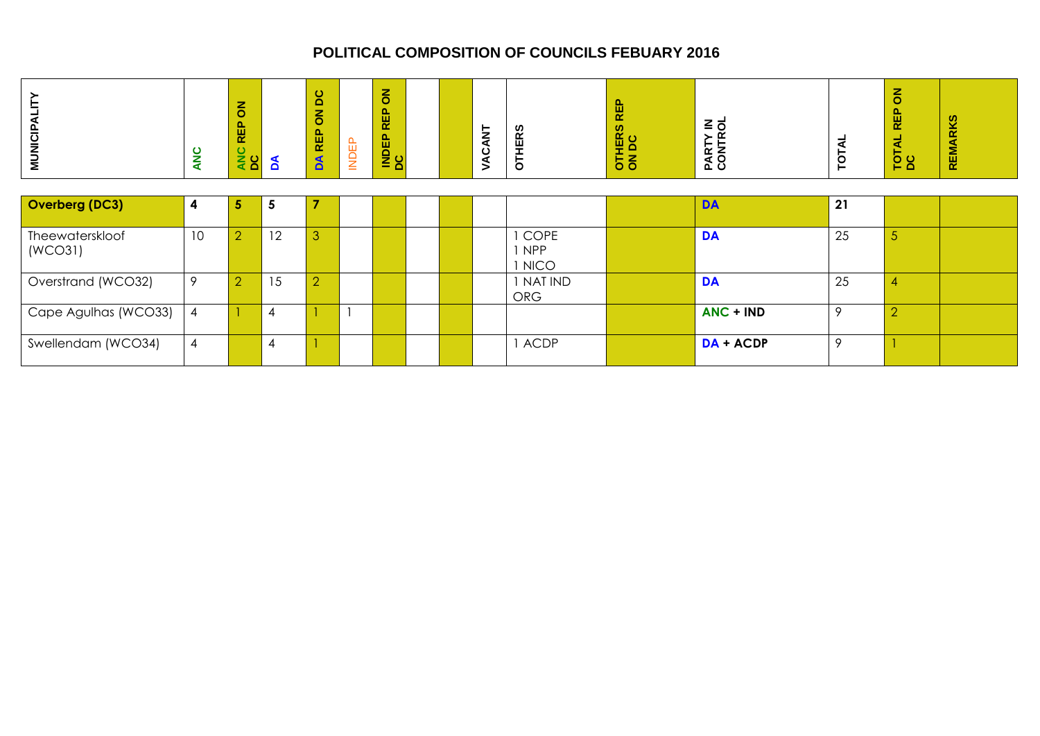## POLITICAL COMPOSITION OF COUNCILS FEBUARY 2016

| MUNICIPALITY | ANC | ANC REP ON DC | DA | DA REP ON DC | INDEP | INDEP REP ON DC | | | VACANT | OTHERS | OTHERS REP ON DC | PARTY IN CONTROL | TOTAL | TOTAL REP ON DC | REMARKS |
|---|---|---|---|---|---|---|---|---|---|---|---|---|---|---|---|
| **Overberg (DC3)** | **4** | **5** | **5** | **7** | | | | | | | | **DA** | **21** | | |
| Theewaterskloof (WCO31) | 10 | 2 | 12 | 3 | | | | | | 1 COPE<br>1 NPP<br>1 NICO | | **DA** | 25 | 5 | |
| Overstrand (WCO32) | 9 | 2 | 15 | 2 | | | | | | 1 NAT IND ORG | | **DA** | 25 | 4 | |
| Cape Agulhas (WCO33) | 4 | 1 | 4 | 1 | 1 | | | | | | | **ANC + IND** | 9 | 2 | |
| Swellendam (WCO34) | 4 | | 4 | 1 | | | | | | 1 ACDP | | **DA + ACDP** | 9 | 1 | |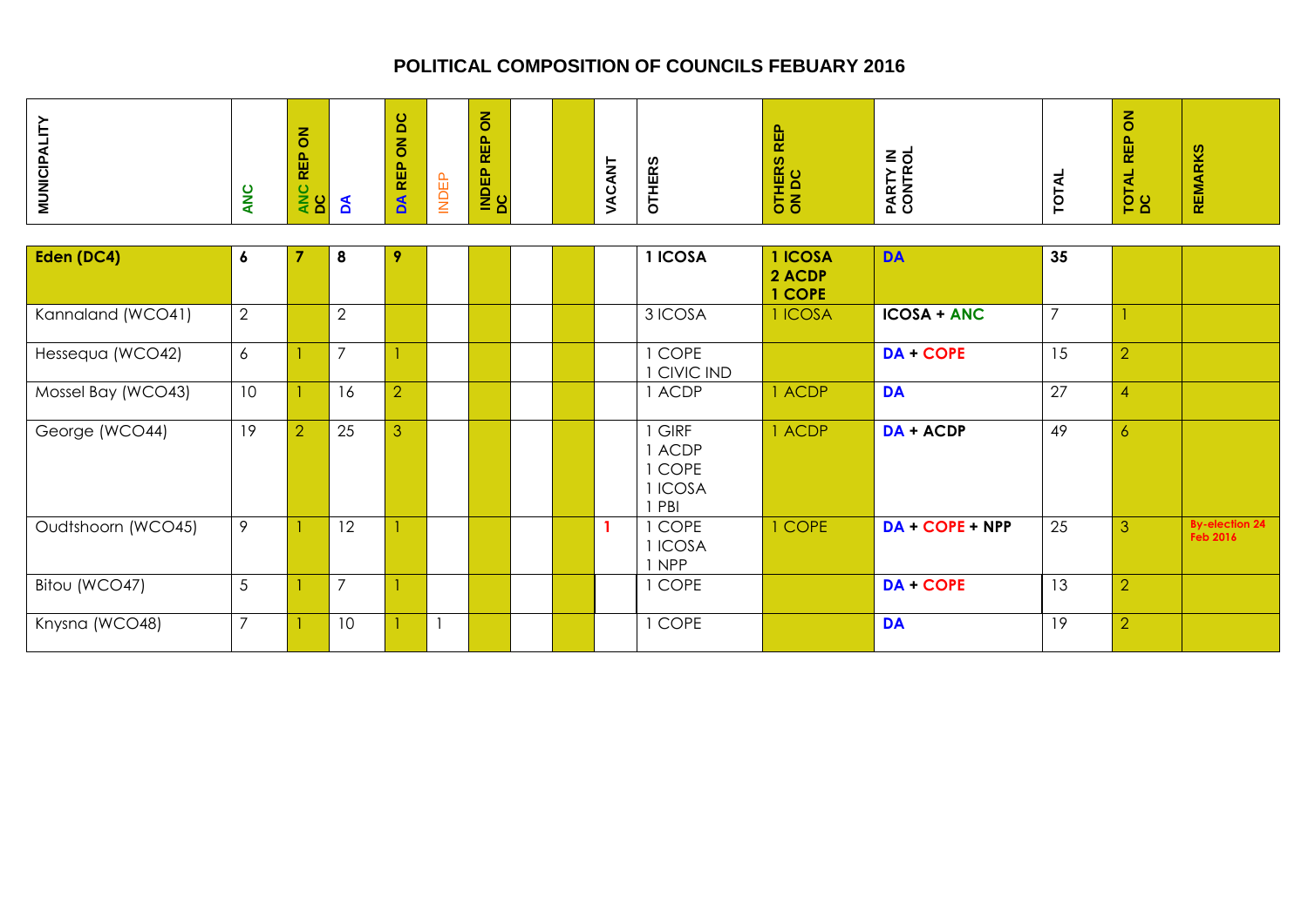# POLITICAL COMPOSITION OF COUNCILS FEBUARY 2016

| MUNICIPALITY | ANC | ANC REP ON DC | DA | DA REP ON DC | INDEP | INDEP REP ON DC | | | VACANT | OTHERS | OTHERS REP ON DC | PARTY IN CONTROL | TOTAL | TOTAL REP ON DC | REMARKS |
|---|---|---|---|---|---|---|---|---|---|---|---|---|---|---|---|
| **Eden (DC4)** | **6** | **7** | **8** | **9** | | | | | | **1 ICOSA** | **1 ICOSA** <br> **2 ACDP** <br> **1 COPE** | **DA** | **35** | | |
| Kannaland (WCO41) | 2 | | 2 | | | | | | | 3 ICOSA | 1 ICOSA | **ICOSA + ANC** | 7 | 1 | |
| Hessequa (WCO42) | 6 | 1 | 7 | 1 | | | | | | 1 COPE <br> 1 CIVIC IND | | **DA + COPE** | 15 | 2 | |
| Mossel Bay (WCO43) | 10 | 1 | 16 | 2 | | | | | | 1 ACDP | 1 ACDP | **DA** | 27 | 4 | |
| George (WCO44) | 19 | 2 | 25 | 3 | | | | | | 1 GIRF <br> 1 ACDP <br> 1 COPE <br> 1 ICOSA <br> 1 PBI | 1 ACDP | **DA + ACDP** | 49 | 6 | |
| Oudtshoorn (WCO45) | 9 | 1 | 12 | 1 | | | | | **1** | 1 COPE <br> 1 ICOSA <br> 1 NPP | 1 COPE | **DA + COPE + NPP** | 25 | 3 | **By-election 24 Feb 2016** |
| Bitou (WCO47) | 5 | 1 | 7 | 1 | | | | | | 1 COPE | | **DA + COPE** | 13 | 2 | |
| Knysna (WCO48) | 7 | 1 | 10 | 1 | 1 | | | | | 1 COPE | | **DA** | 19 | 2 | |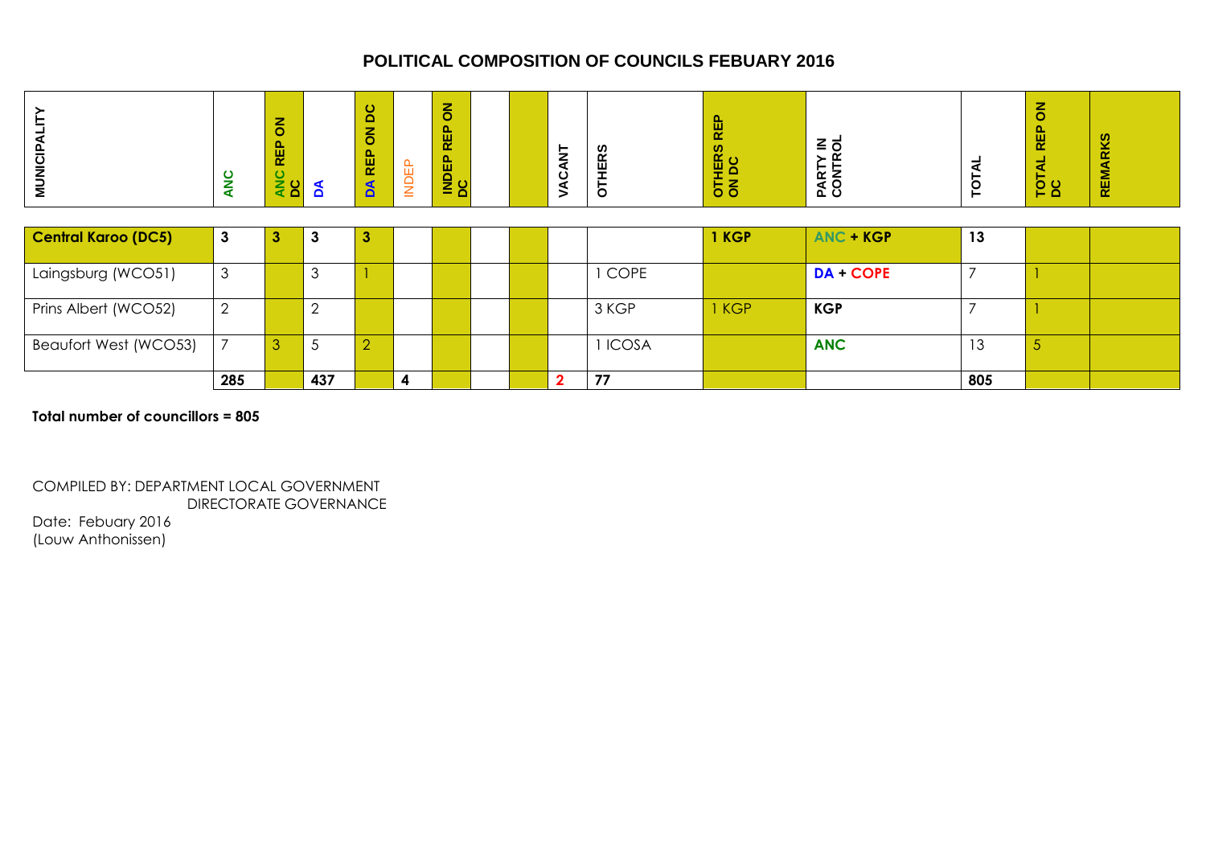# POLITICAL COMPOSITION OF COUNCILS FEBUARY 2016

| MUNICIPALITY | ANC | ANC REP ON DC | DA | DA REP ON DC | INDEP | INDEP REP ON DC | | | VACANT | OTHERS | OTHERS REP ON DC | PARTY IN CONTROL | TOTAL | TOTAL REP ON DC | REMARKS |
|---|---|---|---|---|---|---|---|---|---|---|---|---|---|---|---|
| **Central Karoo (DC5)** | **3** | **3** | **3** | **3** | | | | | | | **1 KGP** | **ANC + KGP** | **13** | | |
| Laingsburg (WCO51) | 3 | | 3 | 1 | | | | | | 1 COPE | | **DA + COPE** | 7 | 1 | |
| Prins Albert (WCO52) | 2 | | 2 | | | | | | | 3 KGP | 1 KGP | **KGP** | 7 | 1 | |
| Beaufort West (WCO53) | 7 | 3 | 5 | 2 | | | | | | 1 ICOSA | | **ANC** | 13 | 5 | |
| | **285** | | **437** | | **4** | | | | **2** | **77** | | | **805** | | |

**Total number of councillors = 805**

COMPILED BY: DEPARTMENT LOCAL GOVERNMENT
DIRECTORATE GOVERNANCE

Date: Febuary 2016
(Louw Anthonissen)